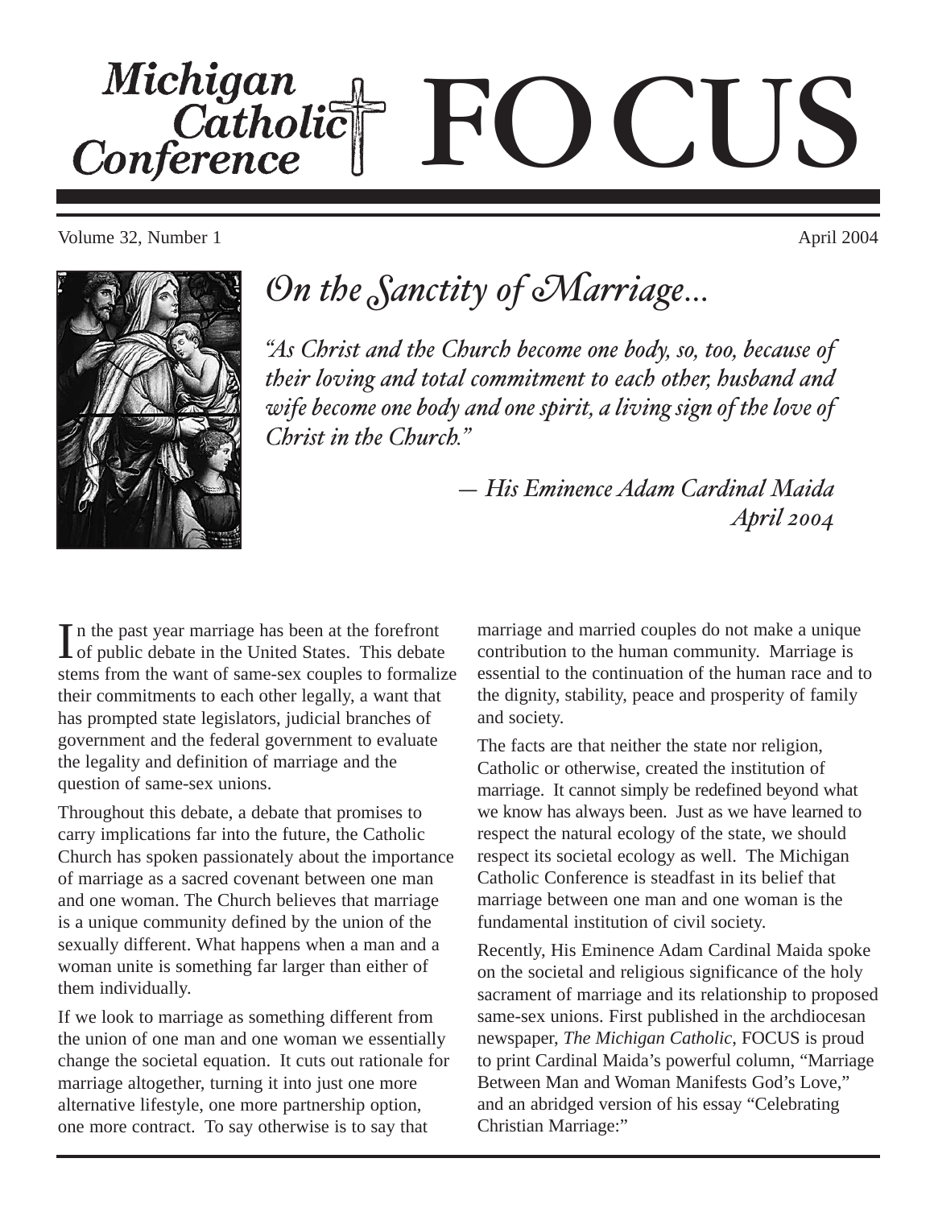# Michigan Catholic Conference FOCUS

Volume 32, Number 1 April 2004

## *On the Sanctity of Marriage...*

*"As Christ and the Church become one body, so, too, because of their loving and total commitment to each other, husband and wife become one body and one spirit, a living sign of the love of Christ in the Church."*

*— His Eminence Adam Cardinal Maida*
*April 2004*

In the past year marriage has been at the forefront of public debate in the United States. This debate stems from the want of same-sex couples to formalize their commitments to each other legally, a want that has prompted state legislators, judicial branches of government and the federal government to evaluate the legality and definition of marriage and the question of same-sex unions.

Throughout this debate, a debate that promises to carry implications far into the future, the Catholic Church has spoken passionately about the importance of marriage as a sacred covenant between one man and one woman. The Church believes that marriage is a unique community defined by the union of the sexually different. What happens when a man and a woman unite is something far larger than either of them individually.

If we look to marriage as something different from the union of one man and one woman we essentially change the societal equation. It cuts out rationale for marriage altogether, turning it into just one more alternative lifestyle, one more partnership option, one more contract. To say otherwise is to say that marriage and married couples do not make a unique contribution to the human community. Marriage is essential to the continuation of the human race and to the dignity, stability, peace and prosperity of family and society.

The facts are that neither the state nor religion, Catholic or otherwise, created the institution of marriage. It cannot simply be redefined beyond what we know has always been. Just as we have learned to respect the natural ecology of the state, we should respect its societal ecology as well. The Michigan Catholic Conference is steadfast in its belief that marriage between one man and one woman is the fundamental institution of civil society.

Recently, His Eminence Adam Cardinal Maida spoke on the societal and religious significance of the holy sacrament of marriage and its relationship to proposed same-sex unions. First published in the archdiocesan newspaper, *The Michigan Catholic*, FOCUS is proud to print Cardinal Maida's powerful column, "Marriage Between Man and Woman Manifests God's Love," and an abridged version of his essay "Celebrating Christian Marriage:"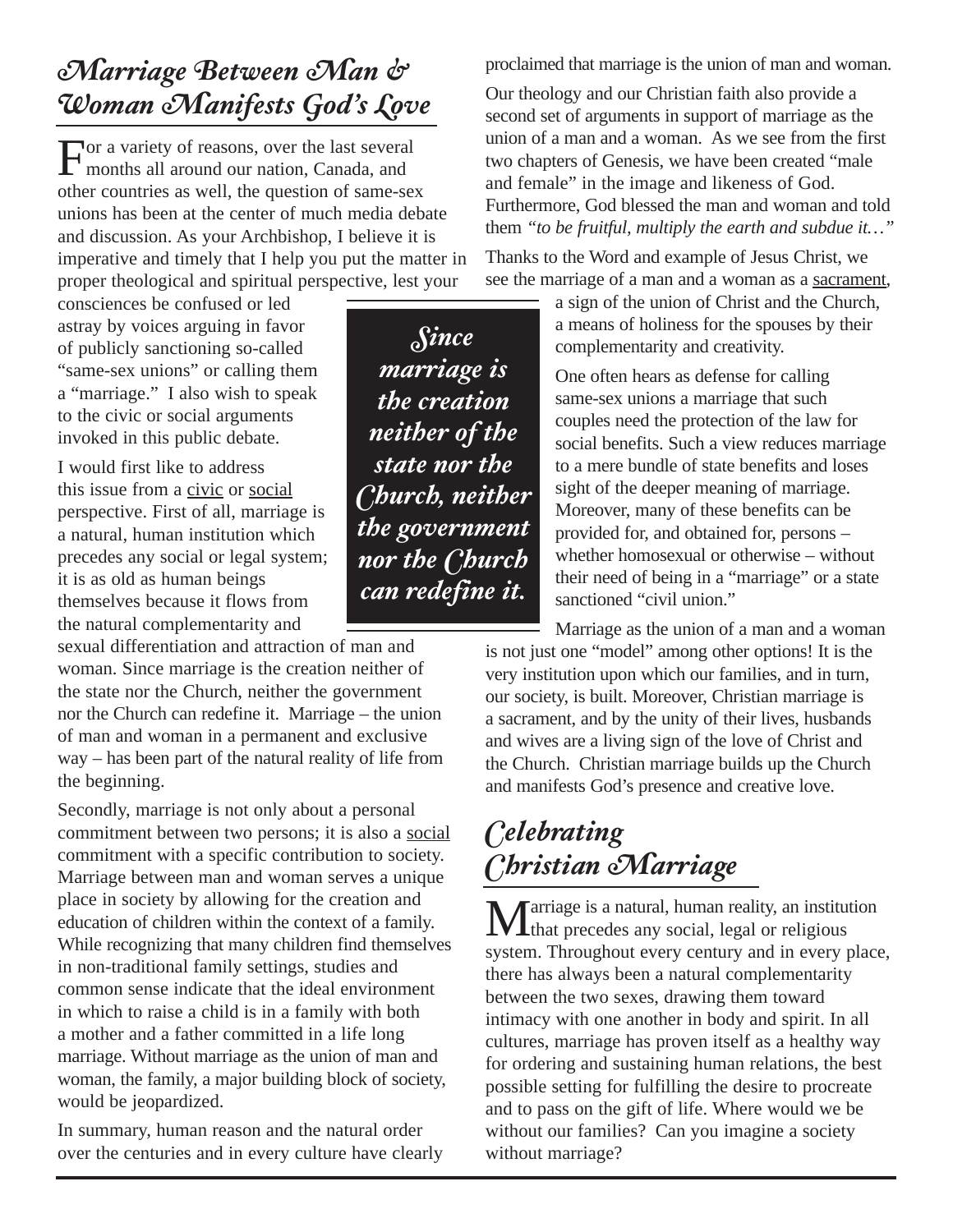## Marriage Between Man & Woman Manifests God's Love

For a variety of reasons, over the last several months all around our nation, Canada, and other countries as well, the question of same-sex unions has been at the center of much media debate and discussion. As your Archbishop, I believe it is imperative and timely that I help you put the matter in proper theological and spiritual perspective, lest your consciences be confused or led astray by voices arguing in favor of publicly sanctioning so-called "same-sex unions" or calling them a "marriage." I also wish to speak to the civic or social arguments invoked in this public debate.

*Since marriage is the creation neither of the state nor the Church, neither the government nor the Church can redefine it.*

I would first like to address this issue from a civic or social perspective. First of all, marriage is a natural, human institution which precedes any social or legal system; it is as old as human beings themselves because it flows from the natural complementarity and sexual differentiation and attraction of man and woman. Since marriage is the creation neither of the state nor the Church, neither the government nor the Church can redefine it. Marriage – the union of man and woman in a permanent and exclusive way – has been part of the natural reality of life from the beginning.

Secondly, marriage is not only about a personal commitment between two persons; it is also a social commitment with a specific contribution to society. Marriage between man and woman serves a unique place in society by allowing for the creation and education of children within the context of a family. While recognizing that many children find themselves in non-traditional family settings, studies and common sense indicate that the ideal environment in which to raise a child is in a family with both a mother and a father committed in a life long marriage. Without marriage as the union of man and woman, the family, a major building block of society, would be jeopardized.

In summary, human reason and the natural order over the centuries and in every culture have clearly proclaimed that marriage is the union of man and woman.

Our theology and our Christian faith also provide a second set of arguments in support of marriage as the union of a man and a woman. As we see from the first two chapters of Genesis, we have been created "male and female" in the image and likeness of God. Furthermore, God blessed the man and woman and told them *"to be fruitful, multiply the earth and subdue it…"*

Thanks to the Word and example of Jesus Christ, we see the marriage of a man and a woman as a sacrament, a sign of the union of Christ and the Church, a means of holiness for the spouses by their complementarity and creativity.

One often hears as defense for calling same-sex unions a marriage that such couples need the protection of the law for social benefits. Such a view reduces marriage to a mere bundle of state benefits and loses sight of the deeper meaning of marriage. Moreover, many of these benefits can be provided for, and obtained for, persons – whether homosexual or otherwise – without their need of being in a "marriage" or a state sanctioned "civil union."

Marriage as the union of a man and a woman is not just one "model" among other options! It is the very institution upon which our families, and in turn, our society, is built. Moreover, Christian marriage is a sacrament, and by the unity of their lives, husbands and wives are a living sign of the love of Christ and the Church. Christian marriage builds up the Church and manifests God's presence and creative love.

## Celebrating Christian Marriage

Marriage is a natural, human reality, an institution that precedes any social, legal or religious system. Throughout every century and in every place, there has always been a natural complementarity between the two sexes, drawing them toward intimacy with one another in body and spirit. In all cultures, marriage has proven itself as a healthy way for ordering and sustaining human relations, the best possible setting for fulfilling the desire to procreate and to pass on the gift of life. Where would we be without our families? Can you imagine a society without marriage?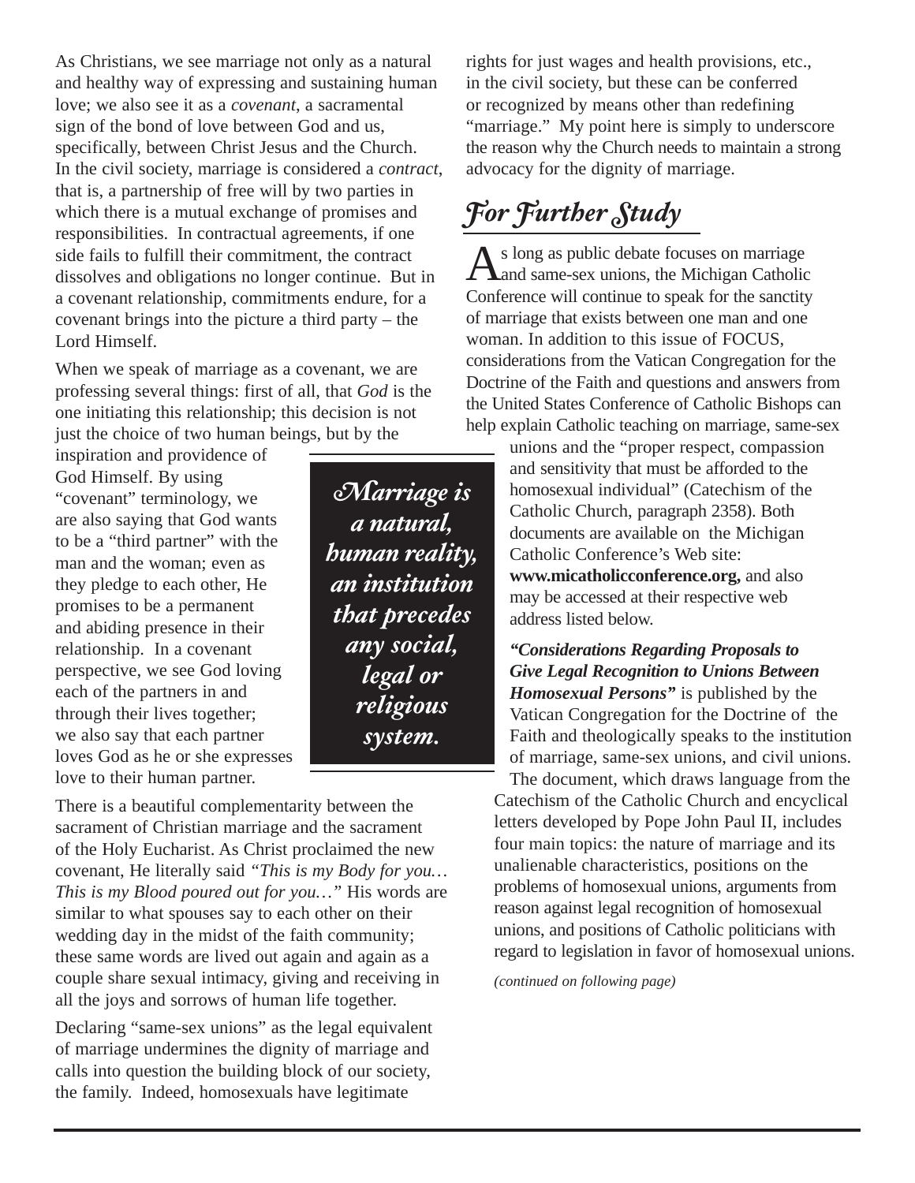As Christians, we see marriage not only as a natural and healthy way of expressing and sustaining human love; we also see it as a *covenant*, a sacramental sign of the bond of love between God and us, specifically, between Christ Jesus and the Church. In the civil society, marriage is considered a *contract*, that is, a partnership of free will by two parties in which there is a mutual exchange of promises and responsibilities. In contractual agreements, if one side fails to fulfill their commitment, the contract dissolves and obligations no longer continue. But in a covenant relationship, commitments endure, for a covenant brings into the picture a third party – the Lord Himself.

When we speak of marriage as a covenant, we are professing several things: first of all, that *God* is the one initiating this relationship; this decision is not just the choice of two human beings, but by the inspiration and providence of God Himself. By using "covenant" terminology, we are also saying that God wants to be a "third partner" with the man and the woman; even as they pledge to each other, He promises to be a permanent and abiding presence in their relationship. In a covenant perspective, we see God loving each of the partners in and through their lives together; we also say that each partner loves God as he or she expresses love to their human partner.

> ***Marriage is a natural, human reality, an institution that precedes any social, legal or religious system.***

There is a beautiful complementarity between the sacrament of Christian marriage and the sacrament of the Holy Eucharist. As Christ proclaimed the new covenant, He literally said *"This is my Body for you… This is my Blood poured out for you…"* His words are similar to what spouses say to each other on their wedding day in the midst of the faith community; these same words are lived out again and again as a couple share sexual intimacy, giving and receiving in all the joys and sorrows of human life together.

Declaring "same-sex unions" as the legal equivalent of marriage undermines the dignity of marriage and calls into question the building block of our society, the family. Indeed, homosexuals have legitimate rights for just wages and health provisions, etc., in the civil society, but these can be conferred or recognized by means other than redefining "marriage." My point here is simply to underscore the reason why the Church needs to maintain a strong advocacy for the dignity of marriage.

## *For Further Study*

As long as public debate focuses on marriage and same-sex unions, the Michigan Catholic Conference will continue to speak for the sanctity of marriage that exists between one man and one woman. In addition to this issue of FOCUS, considerations from the Vatican Congregation for the Doctrine of the Faith and questions and answers from the United States Conference of Catholic Bishops can help explain Catholic teaching on marriage, same-sex unions and the "proper respect, compassion and sensitivity that must be afforded to the homosexual individual" (Catechism of the Catholic Church, paragraph 2358). Both documents are available on the Michigan Catholic Conference's Web site: **www.micatholicconference.org,** and also may be accessed at their respective web address listed below.

***"Considerations Regarding Proposals to Give Legal Recognition to Unions Between Homosexual Persons"*** is published by the Vatican Congregation for the Doctrine of the Faith and theologically speaks to the institution of marriage, same-sex unions, and civil unions. The document, which draws language from the Catechism of the Catholic Church and encyclical letters developed by Pope John Paul II, includes four main topics: the nature of marriage and its unalienable characteristics, positions on the problems of homosexual unions, arguments from reason against legal recognition of homosexual unions, and positions of Catholic politicians with regard to legislation in favor of homosexual unions.

*(continued on following page)*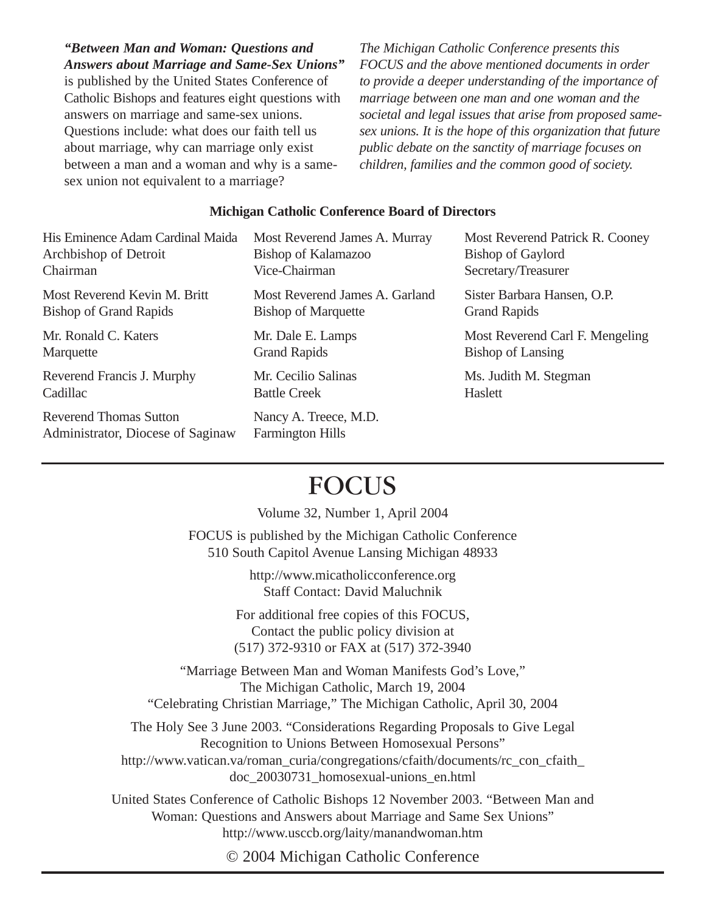***"Between Man and Woman: Questions and Answers about Marriage and Same-Sex Unions"*** is published by the United States Conference of Catholic Bishops and features eight questions with answers on marriage and same-sex unions. Questions include: what does our faith tell us about marriage, why can marriage only exist between a man and a woman and why is a same-sex union not equivalent to a marriage?

*The Michigan Catholic Conference presents this FOCUS and the above mentioned documents in order to provide a deeper understanding of the importance of marriage between one man and one woman and the societal and legal issues that arise from proposed same-sex unions. It is the hope of this organization that future public debate on the sanctity of marriage focuses on children, families and the common good of society.*

**Michigan Catholic Conference Board of Directors**

His Eminence Adam Cardinal Maida
Archbishop of Detroit
Chairman

Most Reverend James A. Murray
Bishop of Kalamazoo
Vice-Chairman

Most Reverend Patrick R. Cooney
Bishop of Gaylord
Secretary/Treasurer

Most Reverend Kevin M. Britt
Bishop of Grand Rapids

Most Reverend James A. Garland
Bishop of Marquette

Sister Barbara Hansen, O.P.
Grand Rapids

Mr. Ronald C. Katers
Marquette

Mr. Dale E. Lamps
Grand Rapids

Most Reverend Carl F. Mengeling
Bishop of Lansing

Reverend Francis J. Murphy
Cadillac

Mr. Cecilio Salinas
Battle Creek

Ms. Judith M. Stegman
Haslett

Reverend Thomas Sutton
Administrator, Diocese of Saginaw

Nancy A. Treece, M.D.
Farmington Hills

# FOCUS

Volume 32, Number 1, April 2004

FOCUS is published by the Michigan Catholic Conference
510 South Capitol Avenue Lansing Michigan 48933

http://www.micatholicconference.org
Staff Contact: David Maluchnik

For additional free copies of this FOCUS,
Contact the public policy division at
(517) 372-9310 or FAX at (517) 372-3940

"Marriage Between Man and Woman Manifests God's Love,"
The Michigan Catholic, March 19, 2004
"Celebrating Christian Marriage," The Michigan Catholic, April 30, 2004

The Holy See 3 June 2003. "Considerations Regarding Proposals to Give Legal Recognition to Unions Between Homosexual Persons"
http://www.vatican.va/roman_curia/congregations/cfaith/documents/rc_con_cfaith_doc_20030731_homosexual-unions_en.html

United States Conference of Catholic Bishops 12 November 2003. "Between Man and Woman: Questions and Answers about Marriage and Same Sex Unions"
http://www.usccb.org/laity/manandwoman.htm

© 2004 Michigan Catholic Conference